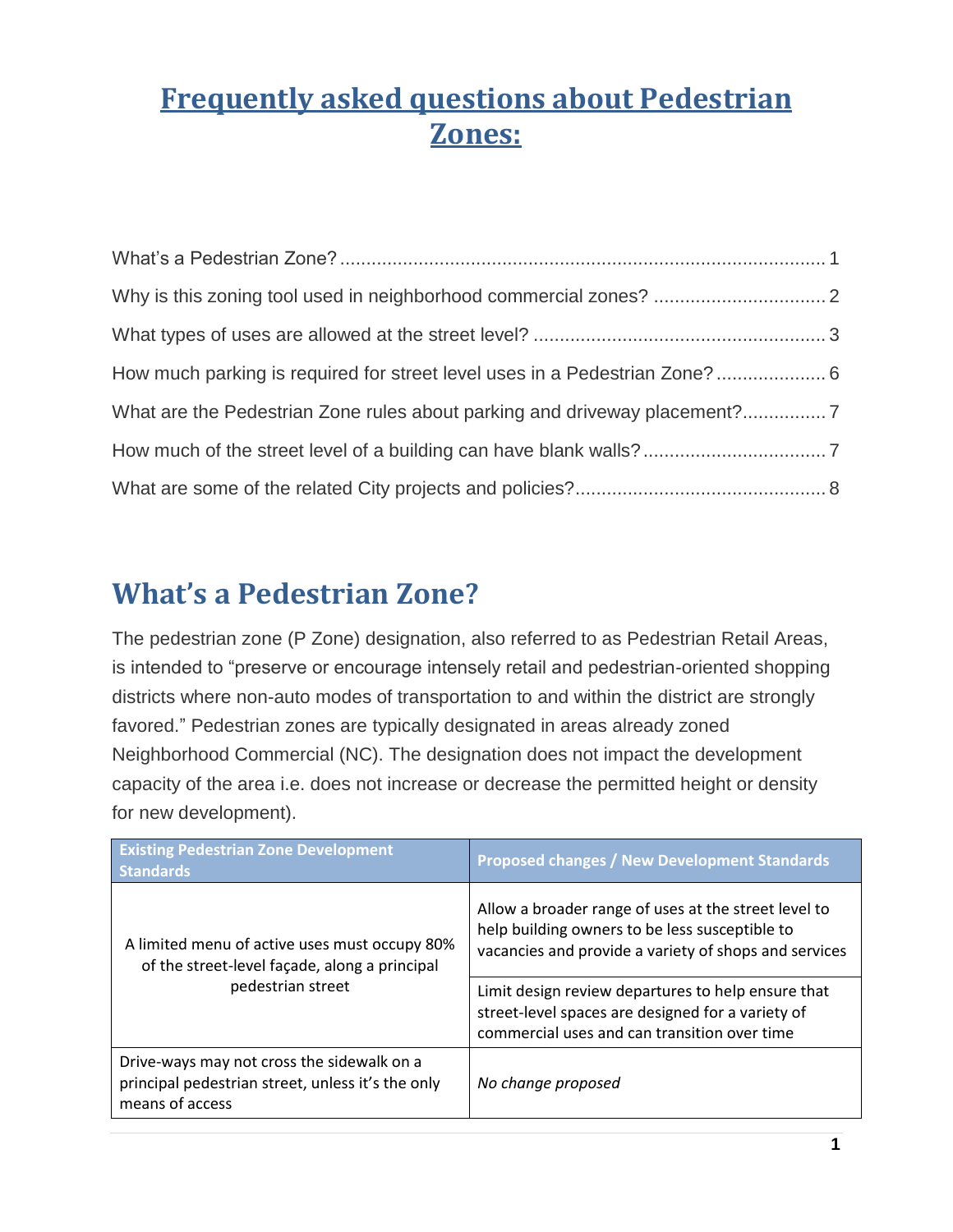# Frequently asked questions about Pedestrian Zones:

What's a Pedestrian Zone? ........................................................................................ 1

Why is this zoning tool used in neighborhood commercial zones? ................................ 2

What types of uses are allowed at the street level? ....................................................... 3

How much parking is required for street level uses in a Pedestrian Zone? ..................... 6

What are the Pedestrian Zone rules about parking and driveway placement? ............... 7

How much of the street level of a building can have blank walls? .................................. 7

What are some of the related City projects and policies? ............................................... 8

## What's a Pedestrian Zone?

The pedestrian zone (P Zone) designation, also referred to as Pedestrian Retail Areas, is intended to "preserve or encourage intensely retail and pedestrian-oriented shopping districts where non-auto modes of transportation to and within the district are strongly favored." Pedestrian zones are typically designated in areas already zoned Neighborhood Commercial (NC). The designation does not impact the development capacity of the area i.e. does not increase or decrease the permitted height or density for new development).

| Existing Pedestrian Zone Development Standards | Proposed changes / New Development Standards |
|---|---|
| A limited menu of active uses must occupy 80% of the street-level façade, along a principal pedestrian street | Allow a broader range of uses at the street level to help building owners to be less susceptible to vacancies and provide a variety of shops and services |
| | Limit design review departures to help ensure that street-level spaces are designed for a variety of commercial uses and can transition over time |
| Drive-ways may not cross the sidewalk on a principal pedestrian street, unless it's the only means of access | *No change proposed* |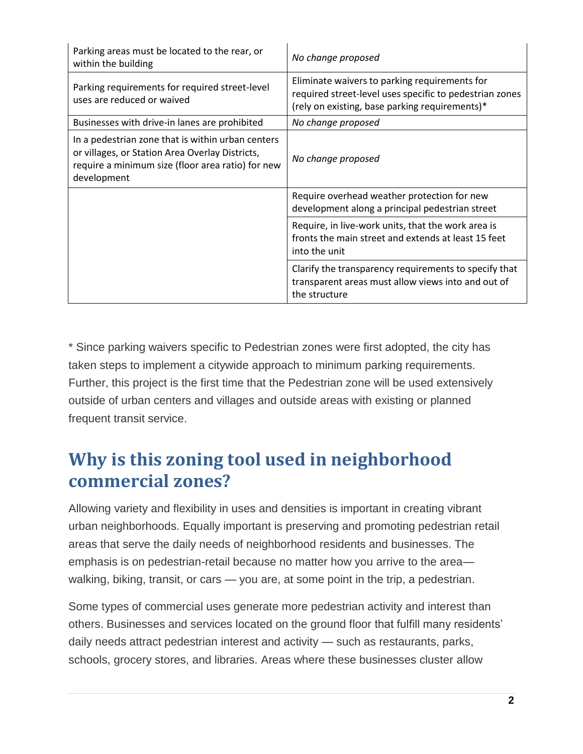| | |
|---|---|
| Parking areas must be located to the rear, or within the building | *No change proposed* |
| Parking requirements for required street-level uses are reduced or waived | Eliminate waivers to parking requirements for required street-level uses specific to pedestrian zones (rely on existing, base parking requirements)* |
| Businesses with drive-in lanes are prohibited | *No change proposed* |
| In a pedestrian zone that is within urban centers or villages, or Station Area Overlay Districts, require a minimum size (floor area ratio) for new development | *No change proposed* |
| | Require overhead weather protection for new development along a principal pedestrian street |
| | Require, in live-work units, that the work area is fronts the main street and extends at least 15 feet into the unit |
| | Clarify the transparency requirements to specify that transparent areas must allow views into and out of the structure |

* Since parking waivers specific to Pedestrian zones were first adopted, the city has taken steps to implement a citywide approach to minimum parking requirements. Further, this project is the first time that the Pedestrian zone will be used extensively outside of urban centers and villages and outside areas with existing or planned frequent transit service.

## Why is this zoning tool used in neighborhood commercial zones?

Allowing variety and flexibility in uses and densities is important in creating vibrant urban neighborhoods. Equally important is preserving and promoting pedestrian retail areas that serve the daily needs of neighborhood residents and businesses. The emphasis is on pedestrian-retail because no matter how you arrive to the area— walking, biking, transit, or cars — you are, at some point in the trip, a pedestrian.

Some types of commercial uses generate more pedestrian activity and interest than others. Businesses and services located on the ground floor that fulfill many residents' daily needs attract pedestrian interest and activity — such as restaurants, parks, schools, grocery stores, and libraries. Areas where these businesses cluster allow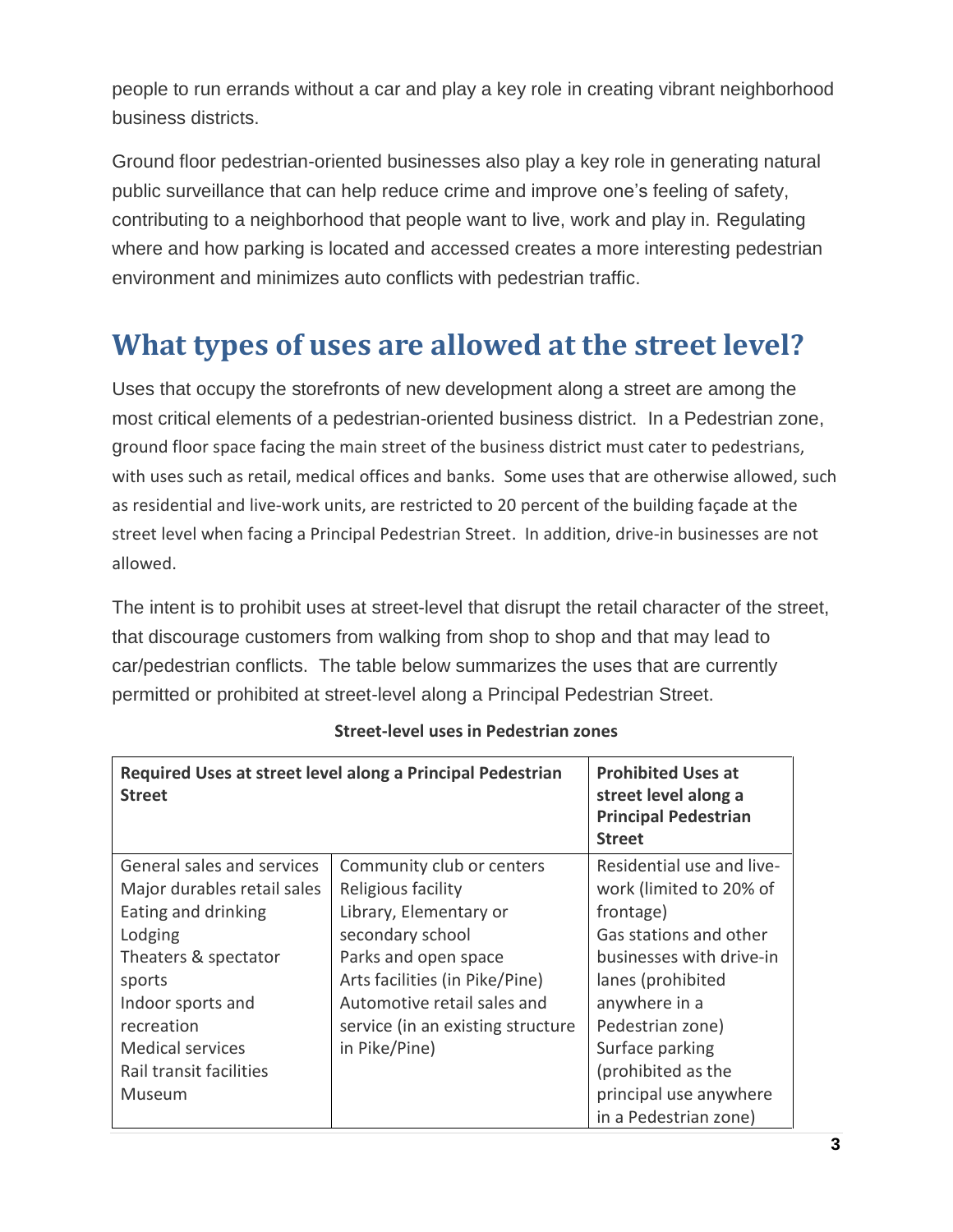people to run errands without a car and play a key role in creating vibrant neighborhood business districts.

Ground floor pedestrian-oriented businesses also play a key role in generating natural public surveillance that can help reduce crime and improve one's feeling of safety, contributing to a neighborhood that people want to live, work and play in. Regulating where and how parking is located and accessed creates a more interesting pedestrian environment and minimizes auto conflicts with pedestrian traffic.

# What types of uses are allowed at the street level?

Uses that occupy the storefronts of new development along a street are among the most critical elements of a pedestrian-oriented business district. In a Pedestrian zone, ground floor space facing the main street of the business district must cater to pedestrians, with uses such as retail, medical offices and banks. Some uses that are otherwise allowed, such as residential and live-work units, are restricted to 20 percent of the building façade at the street level when facing a Principal Pedestrian Street. In addition, drive-in businesses are not allowed.

The intent is to prohibit uses at street-level that disrupt the retail character of the street, that discourage customers from walking from shop to shop and that may lead to car/pedestrian conflicts. The table below summarizes the uses that are currently permitted or prohibited at street-level along a Principal Pedestrian Street.

**Street-level uses in Pedestrian zones**

| **Required Uses at street level along a Principal Pedestrian Street** | | **Prohibited Uses at street level along a Principal Pedestrian Street** |
|---|---|---|
| General sales and services<br>Major durables retail sales<br>Eating and drinking<br>Lodging<br>Theaters & spectator sports<br>Indoor sports and recreation<br>Medical services<br>Rail transit facilities<br>Museum | Community club or centers<br>Religious facility<br>Library, Elementary or secondary school<br>Parks and open space<br>Arts facilities (in Pike/Pine)<br>Automotive retail sales and service (in an existing structure in Pike/Pine) | Residential use and live-work (limited to 20% of frontage)<br>Gas stations and other businesses with drive-in lanes (prohibited anywhere in a Pedestrian zone)<br>Surface parking (prohibited as the principal use anywhere in a Pedestrian zone) |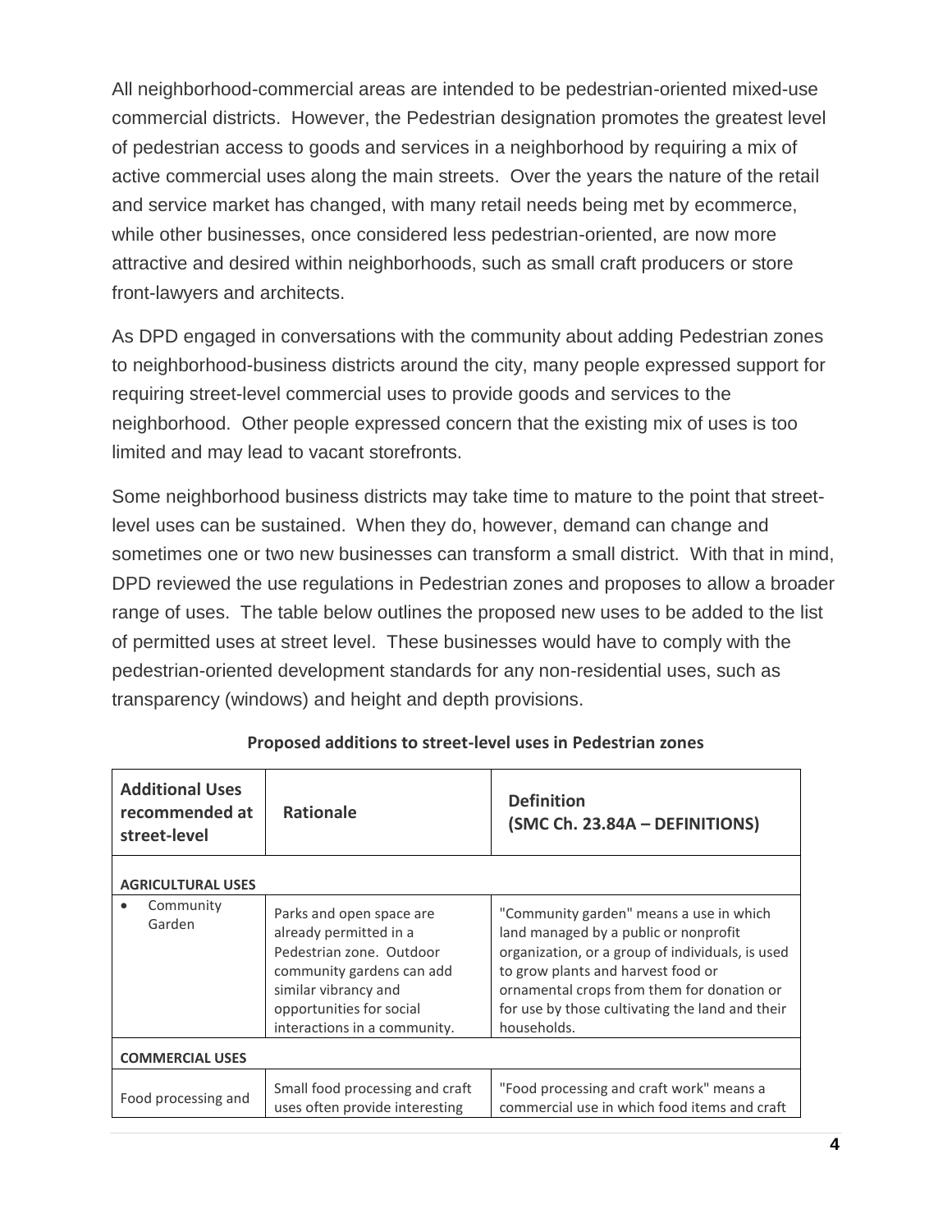All neighborhood-commercial areas are intended to be pedestrian-oriented mixed-use commercial districts. However, the Pedestrian designation promotes the greatest level of pedestrian access to goods and services in a neighborhood by requiring a mix of active commercial uses along the main streets. Over the years the nature of the retail and service market has changed, with many retail needs being met by ecommerce, while other businesses, once considered less pedestrian-oriented, are now more attractive and desired within neighborhoods, such as small craft producers or store front-lawyers and architects.

As DPD engaged in conversations with the community about adding Pedestrian zones to neighborhood-business districts around the city, many people expressed support for requiring street-level commercial uses to provide goods and services to the neighborhood. Other people expressed concern that the existing mix of uses is too limited and may lead to vacant storefronts.

Some neighborhood business districts may take time to mature to the point that street-level uses can be sustained. When they do, however, demand can change and sometimes one or two new businesses can transform a small district. With that in mind, DPD reviewed the use regulations in Pedestrian zones and proposes to allow a broader range of uses. The table below outlines the proposed new uses to be added to the list of permitted uses at street level. These businesses would have to comply with the pedestrian-oriented development standards for any non-residential uses, such as transparency (windows) and height and depth provisions.

**Proposed additions to street-level uses in Pedestrian zones**

| Additional Uses recommended at street-level | Rationale | Definition (SMC Ch. 23.84A – DEFINITIONS) |
|---|---|---|
| **AGRICULTURAL USES** | | |
| • Community Garden | Parks and open space are already permitted in a Pedestrian zone. Outdoor community gardens can add similar vibrancy and opportunities for social interactions in a community. | "Community garden" means a use in which land managed by a public or nonprofit organization, or a group of individuals, is used to grow plants and harvest food or ornamental crops from them for donation or for use by those cultivating the land and their households. |
| **COMMERCIAL USES** | | |
| Food processing and | Small food processing and craft uses often provide interesting | "Food processing and craft work" means a commercial use in which food items and craft |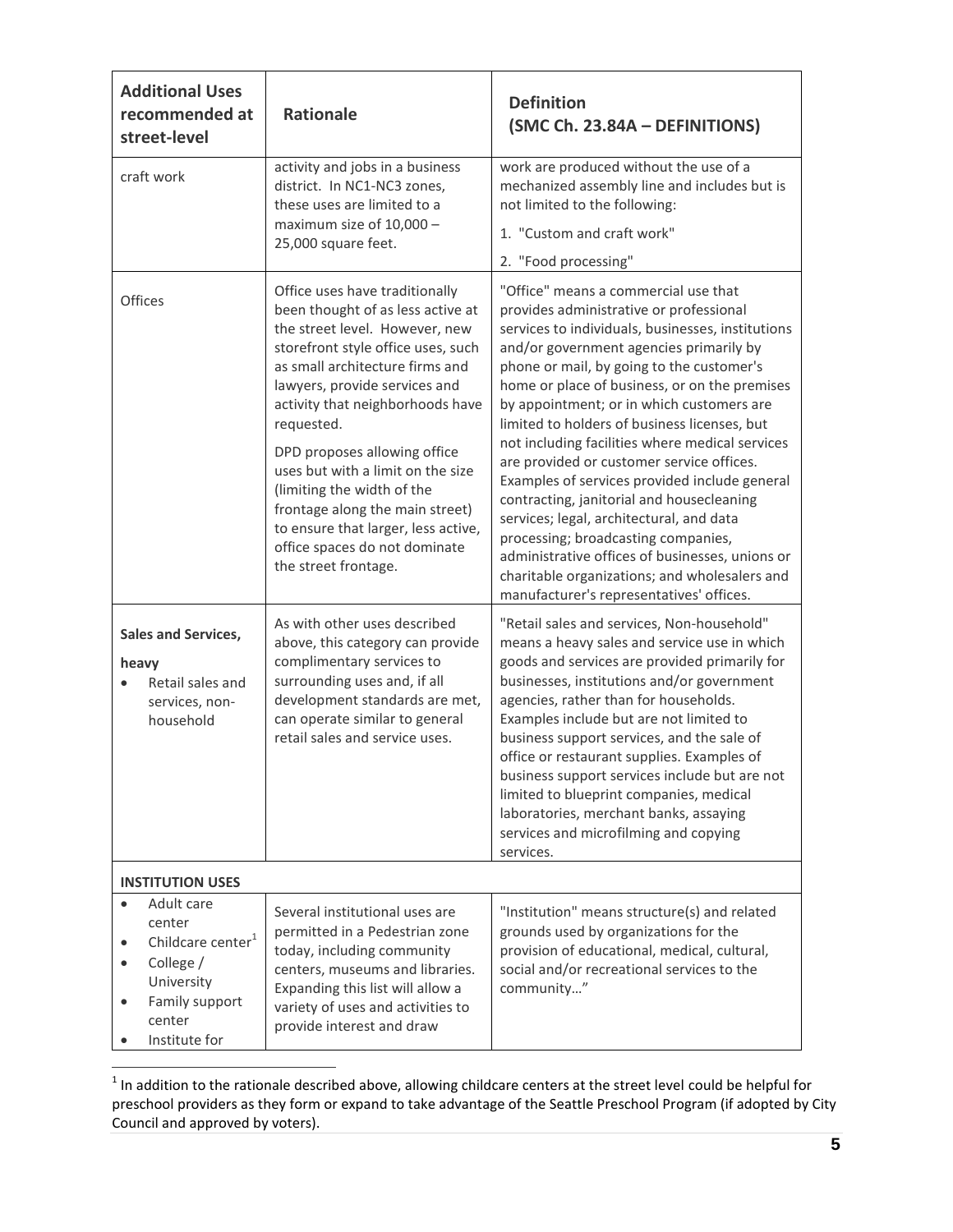| Additional Uses recommended at street-level | Rationale | Definition (SMC Ch. 23.84A – DEFINITIONS) |
|---|---|---|
| craft work | activity and jobs in a business district. In NC1-NC3 zones, these uses are limited to a maximum size of 10,000 – 25,000 square feet. | work are produced without the use of a mechanized assembly line and includes but is not limited to the following:<br>1. "Custom and craft work"<br>2. "Food processing" |
| Offices | Office uses have traditionally been thought of as less active at the street level. However, new storefront style office uses, such as small architecture firms and lawyers, provide services and activity that neighborhoods have requested.<br><br>DPD proposes allowing office uses but with a limit on the size (limiting the width of the frontage along the main street) to ensure that larger, less active, office spaces do not dominate the street frontage. | "Office" means a commercial use that provides administrative or professional services to individuals, businesses, institutions and/or government agencies primarily by phone or mail, by going to the customer's home or place of business, or on the premises by appointment; or in which customers are limited to holders of business licenses, but not including facilities where medical services are provided or customer service offices. Examples of services provided include general contracting, janitorial and housecleaning services; legal, architectural, and data processing; broadcasting companies, administrative offices of businesses, unions or charitable organizations; and wholesalers and manufacturer's representatives' offices. |
| **Sales and Services, heavy**<br>• Retail sales and services, non-household | As with other uses described above, this category can provide complimentary services to surrounding uses and, if all development standards are met, can operate similar to general retail sales and service uses. | "Retail sales and services, Non-household" means a heavy sales and service use in which goods and services are provided primarily for businesses, institutions and/or government agencies, rather than for households. Examples include but are not limited to business support services, and the sale of office or restaurant supplies. Examples of business support services include but are not limited to blueprint companies, medical laboratories, merchant banks, assaying services and microfilming and copying services. |
| **INSTITUTION USES** | | |
| • Adult care center<br>• Childcare center[1]<br>• College / University<br>• Family support center<br>• Institute for | Several institutional uses are permitted in a Pedestrian zone today, including community centers, museums and libraries. Expanding this list will allow a variety of uses and activities to provide interest and draw | "Institution" means structure(s) and related grounds used by organizations for the provision of educational, medical, cultural, social and/or recreational services to the community…" |

[1] In addition to the rationale described above, allowing childcare centers at the street level could be helpful for preschool providers as they form or expand to take advantage of the Seattle Preschool Program (if adopted by City Council and approved by voters).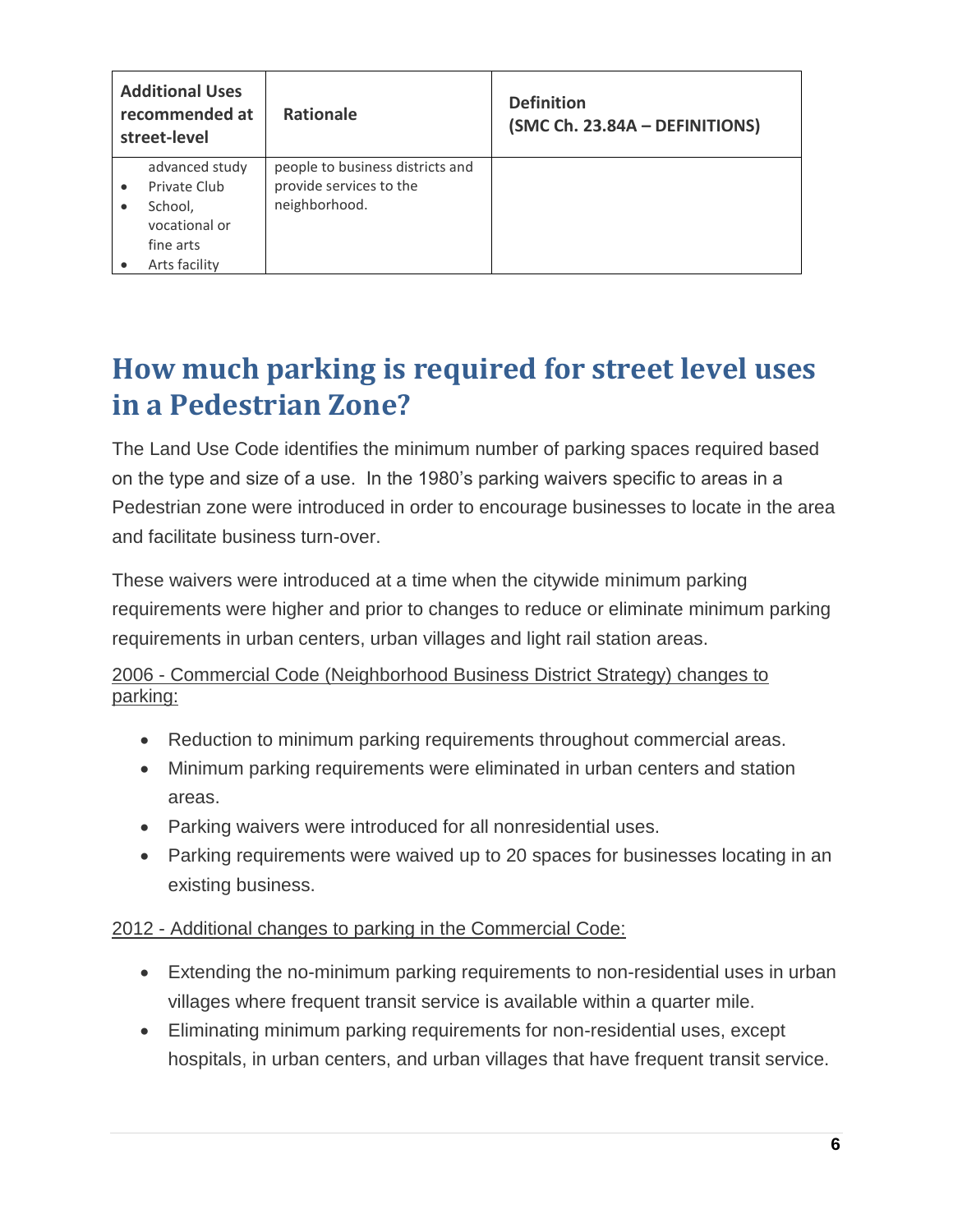| Additional Uses recommended at street-level | Rationale | Definition (SMC Ch. 23.84A – DEFINITIONS) |
|---|---|---|
| advanced study<br>• Private Club<br>• School, vocational or fine arts<br>• Arts facility | people to business districts and provide services to the neighborhood. | |

# How much parking is required for street level uses in a Pedestrian Zone?

The Land Use Code identifies the minimum number of parking spaces required based on the type and size of a use. In the 1980's parking waivers specific to areas in a Pedestrian zone were introduced in order to encourage businesses to locate in the area and facilitate business turn-over.

These waivers were introduced at a time when the citywide minimum parking requirements were higher and prior to changes to reduce or eliminate minimum parking requirements in urban centers, urban villages and light rail station areas.

2006 - Commercial Code (Neighborhood Business District Strategy) changes to parking:

- Reduction to minimum parking requirements throughout commercial areas.
- Minimum parking requirements were eliminated in urban centers and station areas.
- Parking waivers were introduced for all nonresidential uses.
- Parking requirements were waived up to 20 spaces for businesses locating in an existing business.

2012 - Additional changes to parking in the Commercial Code:

- Extending the no-minimum parking requirements to non-residential uses in urban villages where frequent transit service is available within a quarter mile.
- Eliminating minimum parking requirements for non-residential uses, except hospitals, in urban centers, and urban villages that have frequent transit service.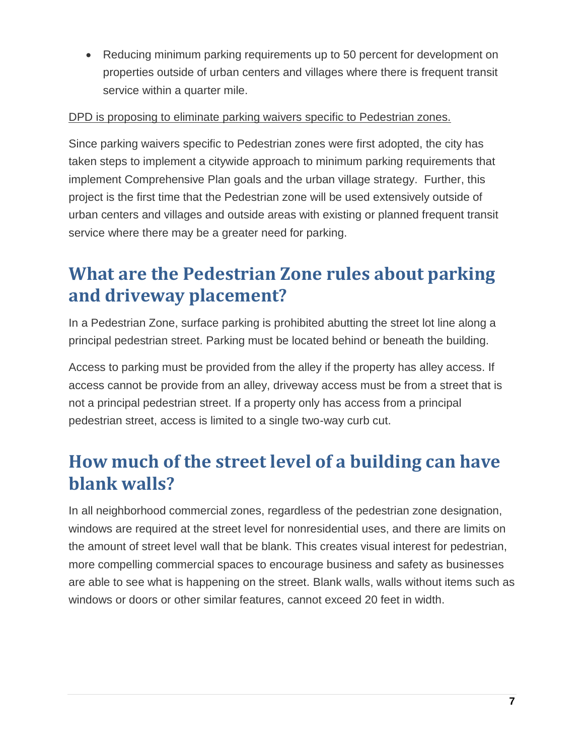- Reducing minimum parking requirements up to 50 percent for development on properties outside of urban centers and villages where there is frequent transit service within a quarter mile.

<u>DPD is proposing to eliminate parking waivers specific to Pedestrian zones.</u>

Since parking waivers specific to Pedestrian zones were first adopted, the city has taken steps to implement a citywide approach to minimum parking requirements that implement Comprehensive Plan goals and the urban village strategy. Further, this project is the first time that the Pedestrian zone will be used extensively outside of urban centers and villages and outside areas with existing or planned frequent transit service where there may be a greater need for parking.

## What are the Pedestrian Zone rules about parking and driveway placement?

In a Pedestrian Zone, surface parking is prohibited abutting the street lot line along a principal pedestrian street. Parking must be located behind or beneath the building.

Access to parking must be provided from the alley if the property has alley access. If access cannot be provide from an alley, driveway access must be from a street that is not a principal pedestrian street. If a property only has access from a principal pedestrian street, access is limited to a single two-way curb cut.

## How much of the street level of a building can have blank walls?

In all neighborhood commercial zones, regardless of the pedestrian zone designation, windows are required at the street level for nonresidential uses, and there are limits on the amount of street level wall that be blank. This creates visual interest for pedestrian, more compelling commercial spaces to encourage business and safety as businesses are able to see what is happening on the street. Blank walls, walls without items such as windows or doors or other similar features, cannot exceed 20 feet in width.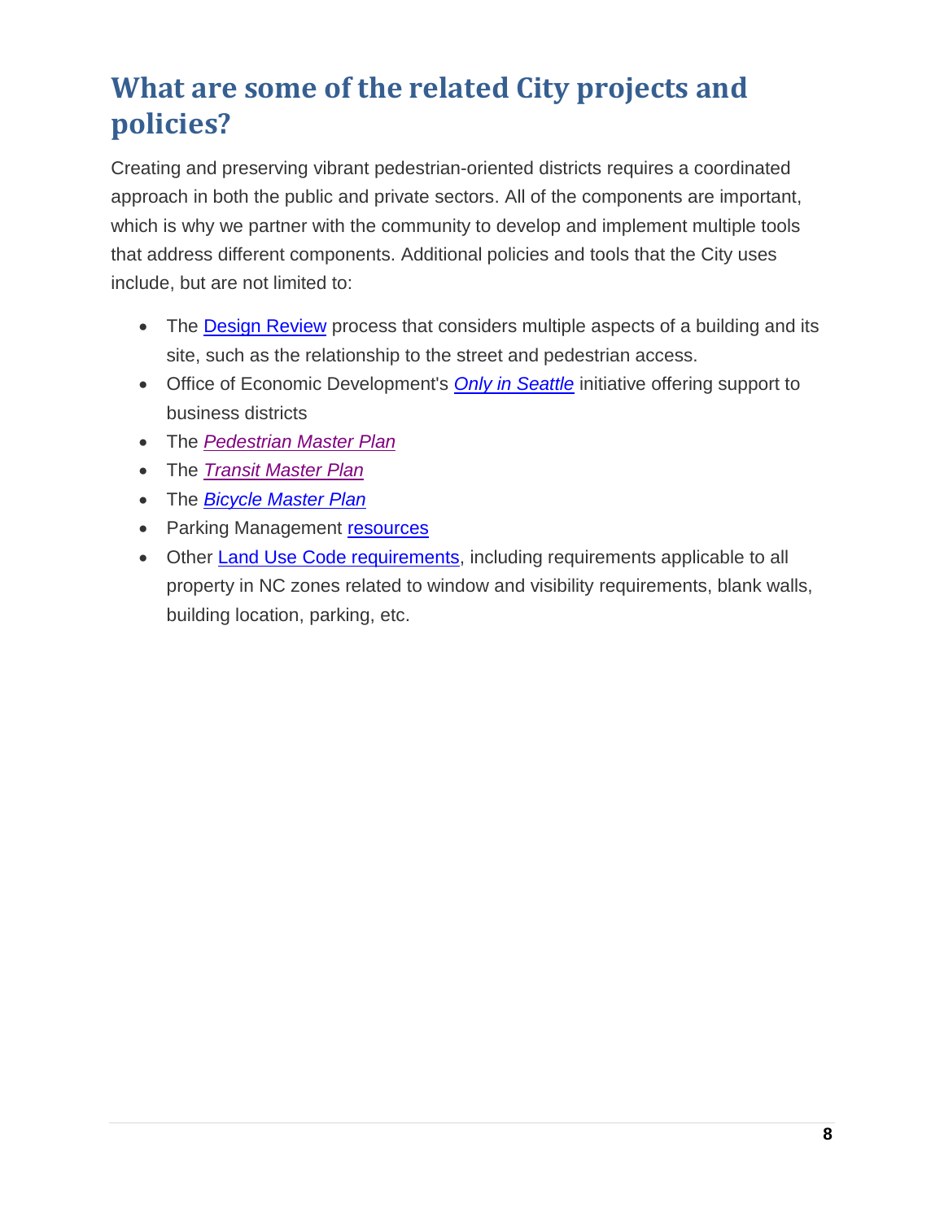## What are some of the related City projects and policies?

Creating and preserving vibrant pedestrian-oriented districts requires a coordinated approach in both the public and private sectors. All of the components are important, which is why we partner with the community to develop and implement multiple tools that address different components. Additional policies and tools that the City uses include, but are not limited to:

- The Design Review process that considers multiple aspects of a building and its site, such as the relationship to the street and pedestrian access.
- Office of Economic Development's *Only in Seattle* initiative offering support to business districts
- The *Pedestrian Master Plan*
- The *Transit Master Plan*
- The *Bicycle Master Plan*
- Parking Management resources
- Other Land Use Code requirements, including requirements applicable to all property in NC zones related to window and visibility requirements, blank walls, building location, parking, etc.